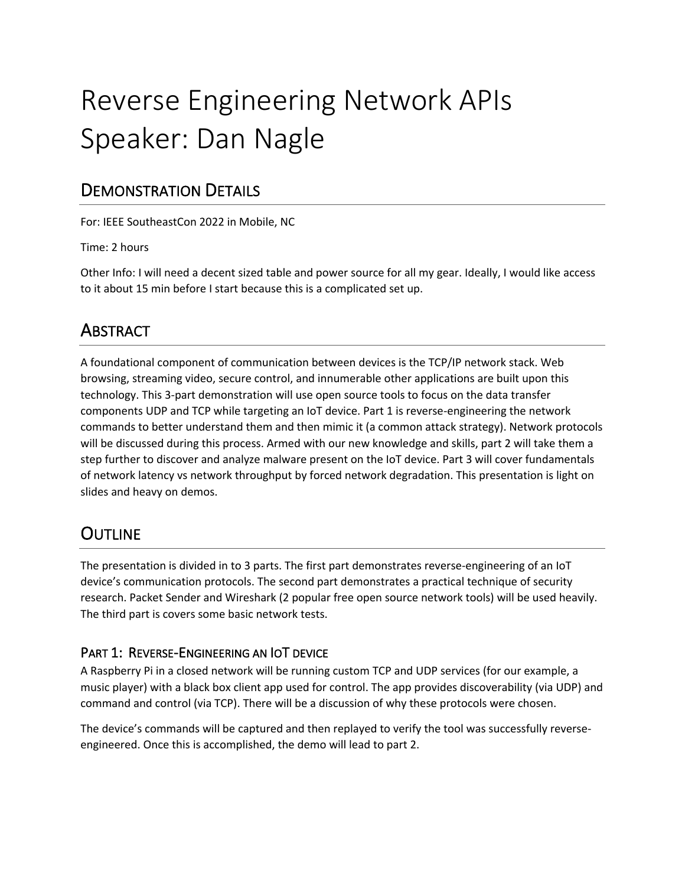# Reverse Engineering Network APIs
# Speaker: Dan Nagle

## Demonstration Details

For: IEEE SoutheastCon 2022 in Mobile, NC

Time: 2 hours

Other Info: I will need a decent sized table and power source for all my gear. Ideally, I would like access to it about 15 min before I start because this is a complicated set up.

## Abstract

A foundational component of communication between devices is the TCP/IP network stack. Web browsing, streaming video, secure control, and innumerable other applications are built upon this technology. This 3-part demonstration will use open source tools to focus on the data transfer components UDP and TCP while targeting an IoT device. Part 1 is reverse-engineering the network commands to better understand them and then mimic it (a common attack strategy). Network protocols will be discussed during this process. Armed with our new knowledge and skills, part 2 will take them a step further to discover and analyze malware present on the IoT device. Part 3 will cover fundamentals of network latency vs network throughput by forced network degradation. This presentation is light on slides and heavy on demos.

## Outline

The presentation is divided in to 3 parts. The first part demonstrates reverse-engineering of an IoT device's communication protocols. The second part demonstrates a practical technique of security research. Packet Sender and Wireshark (2 popular free open source network tools) will be used heavily. The third part is covers some basic network tests.

### Part 1: Reverse-Engineering an IoT device

A Raspberry Pi in a closed network will be running custom TCP and UDP services (for our example, a music player) with a black box client app used for control. The app provides discoverability (via UDP) and command and control (via TCP). There will be a discussion of why these protocols were chosen.

The device's commands will be captured and then replayed to verify the tool was successfully reverse-engineered. Once this is accomplished, the demo will lead to part 2.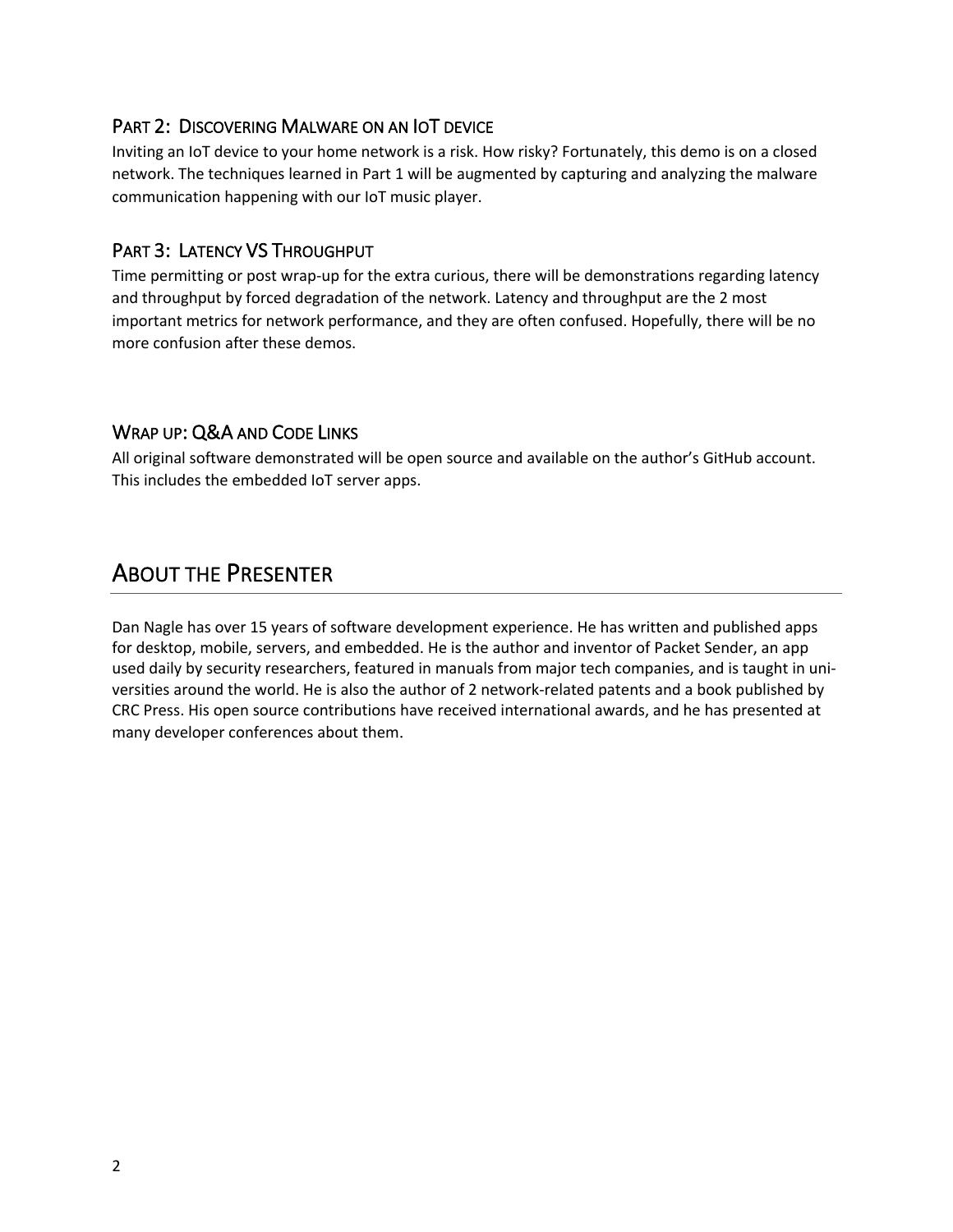### Part 2: Discovering Malware on an IoT device

Inviting an IoT device to your home network is a risk. How risky? Fortunately, this demo is on a closed network. The techniques learned in Part 1 will be augmented by capturing and analyzing the malware communication happening with our IoT music player.

### Part 3: Latency VS Throughput

Time permitting or post wrap-up for the extra curious, there will be demonstrations regarding latency and throughput by forced degradation of the network. Latency and throughput are the 2 most important metrics for network performance, and they are often confused. Hopefully, there will be no more confusion after these demos.

### Wrap up: Q&A and Code Links

All original software demonstrated will be open source and available on the author's GitHub account. This includes the embedded IoT server apps.

## About the Presenter

Dan Nagle has over 15 years of software development experience. He has written and published apps for desktop, mobile, servers, and embedded. He is the author and inventor of Packet Sender, an app used daily by security researchers, featured in manuals from major tech companies, and is taught in universities around the world. He is also the author of 2 network-related patents and a book published by CRC Press. His open source contributions have received international awards, and he has presented at many developer conferences about them.